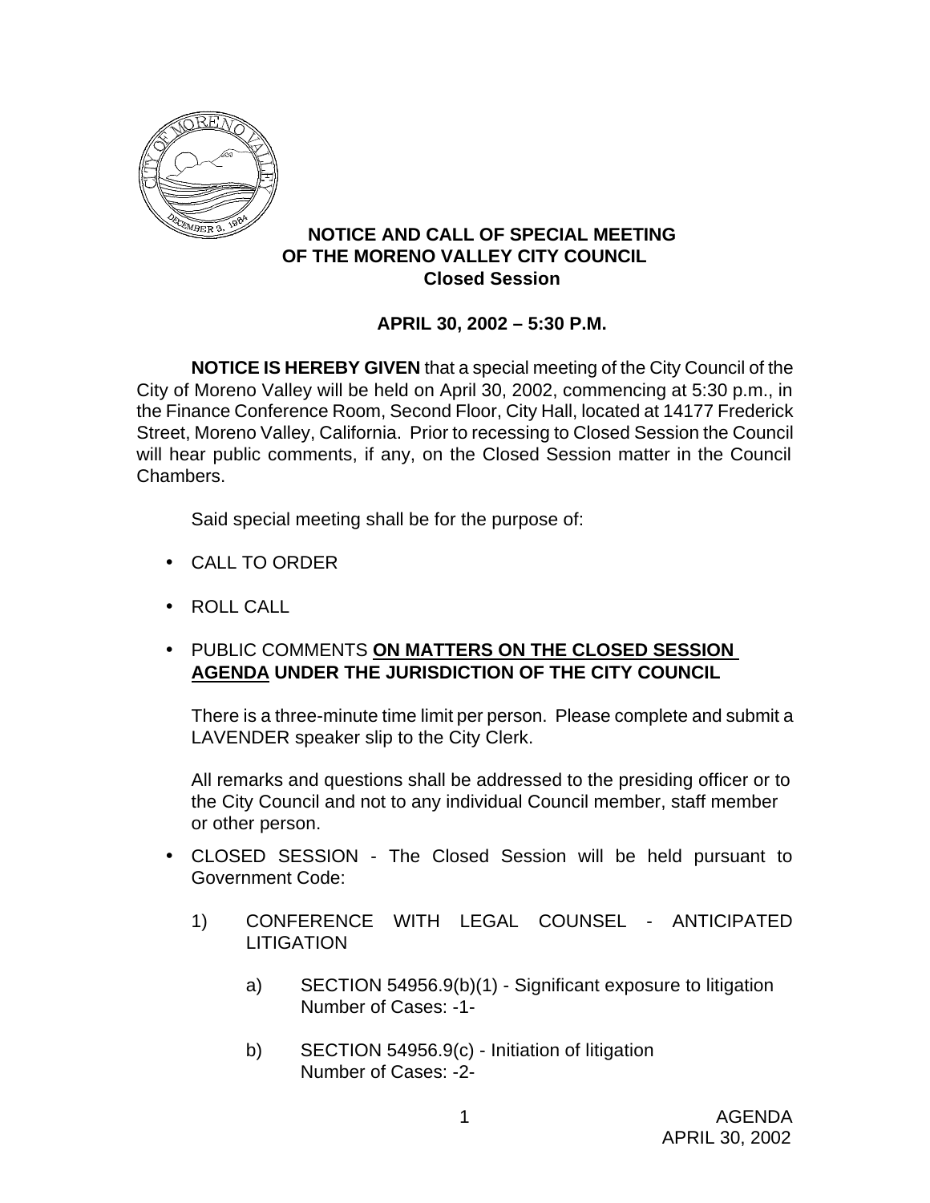# NOTICE AND CALL OF SPECIAL MEETING OF THE MORENO VALLEY CITY COUNCIL

## Closed Session

**APRIL 30, 2002 – 5:30 P.M.**

**NOTICE IS HEREBY GIVEN** that a special meeting of the City Council of the City of Moreno Valley will be held on April 30, 2002, commencing at 5:30 p.m., in the Finance Conference Room, Second Floor, City Hall, located at 14177 Frederick Street, Moreno Valley, California. Prior to recessing to Closed Session the Council will hear public comments, if any, on the Closed Session matter in the Council Chambers.

Said special meeting shall be for the purpose of:

- CALL TO ORDER
- ROLL CALL
- PUBLIC COMMENTS **ON MATTERS ON THE CLOSED SESSION AGENDA UNDER THE JURISDICTION OF THE CITY COUNCIL**

  There is a three-minute time limit per person. Please complete and submit a LAVENDER speaker slip to the City Clerk.

  All remarks and questions shall be addressed to the presiding officer or to the City Council and not to any individual Council member, staff member or other person.

- CLOSED SESSION - The Closed Session will be held pursuant to Government Code:

  1) CONFERENCE WITH LEGAL COUNSEL - ANTICIPATED LITIGATION

     a) SECTION 54956.9(b)(1) - Significant exposure to litigation
        Number of Cases: -1-

     b) SECTION 54956.9(c) - Initiation of litigation
        Number of Cases: -2-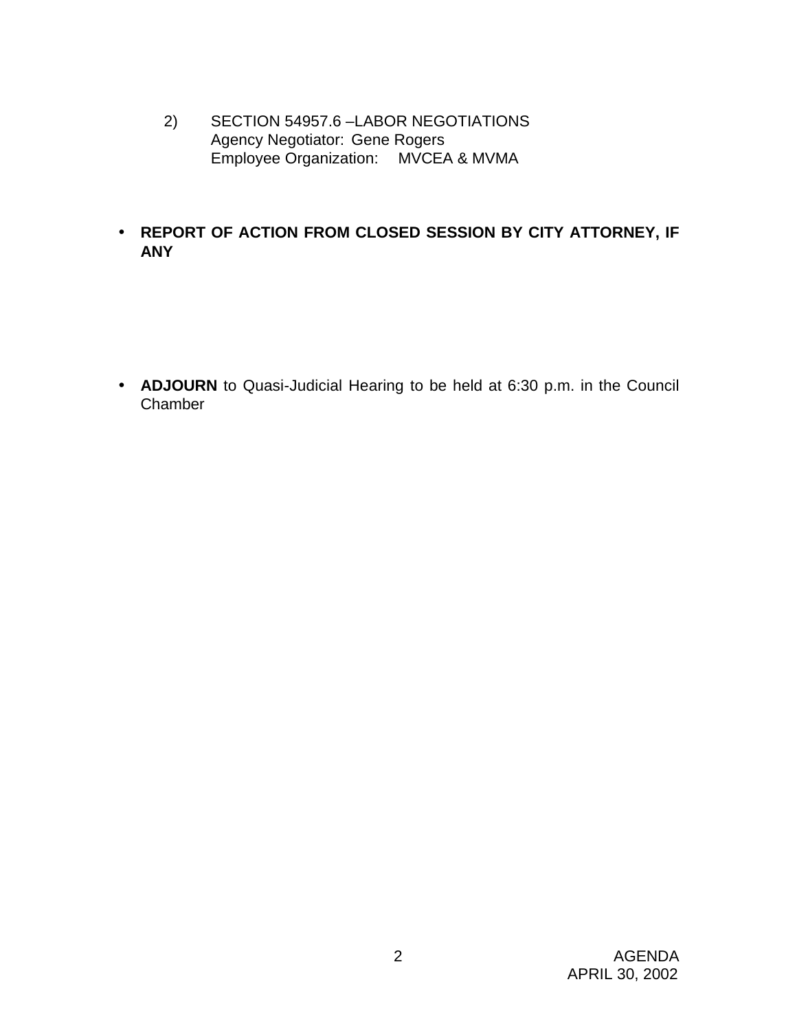2) SECTION 54957.6 –LABOR NEGOTIATIONS
   Agency Negotiator: Gene Rogers
   Employee Organization: MVCEA & MVMA

- **REPORT OF ACTION FROM CLOSED SESSION BY CITY ATTORNEY, IF ANY**

- **ADJOURN** to Quasi-Judicial Hearing to be held at 6:30 p.m. in the Council Chamber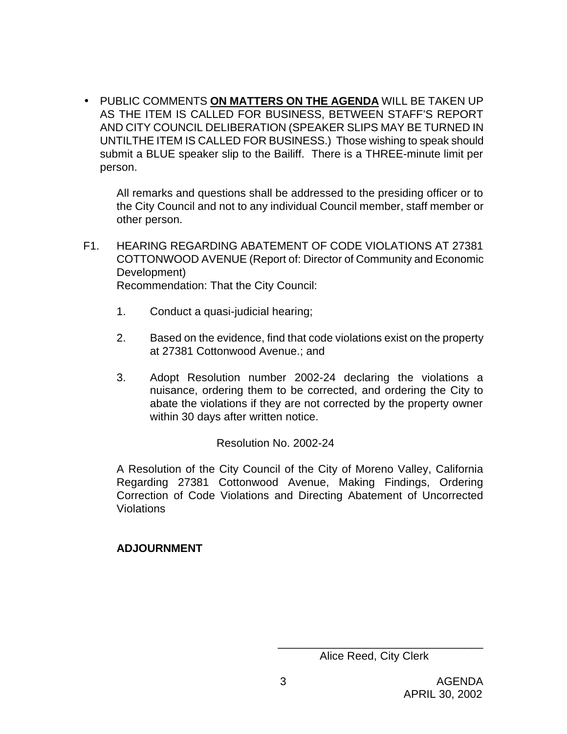- PUBLIC COMMENTS **ON MATTERS ON THE AGENDA** WILL BE TAKEN UP AS THE ITEM IS CALLED FOR BUSINESS, BETWEEN STAFF'S REPORT AND CITY COUNCIL DELIBERATION (SPEAKER SLIPS MAY BE TURNED IN UNTILTHE ITEM IS CALLED FOR BUSINESS.) Those wishing to speak should submit a BLUE speaker slip to the Bailiff. There is a THREE-minute limit per person.

  All remarks and questions shall be addressed to the presiding officer or to the City Council and not to any individual Council member, staff member or other person.

F1. HEARING REGARDING ABATEMENT OF CODE VIOLATIONS AT 27381 COTTONWOOD AVENUE (Report of: Director of Community and Economic Development)
Recommendation: That the City Council:

1. Conduct a quasi-judicial hearing;

2. Based on the evidence, find that code violations exist on the property at 27381 Cottonwood Avenue.; and

3. Adopt Resolution number 2002-24 declaring the violations a nuisance, ordering them to be corrected, and ordering the City to abate the violations if they are not corrected by the property owner within 30 days after written notice.

Resolution No. 2002-24

A Resolution of the City Council of the City of Moreno Valley, California Regarding 27381 Cottonwood Avenue, Making Findings, Ordering Correction of Code Violations and Directing Abatement of Uncorrected Violations

**ADJOURNMENT**

\_\_\_\_\_\_\_\_\_\_\_\_\_\_\_\_\_\_\_\_\_\_\_\_\_\_\_\_\_\_\_\_\_\_

Alice Reed, City Clerk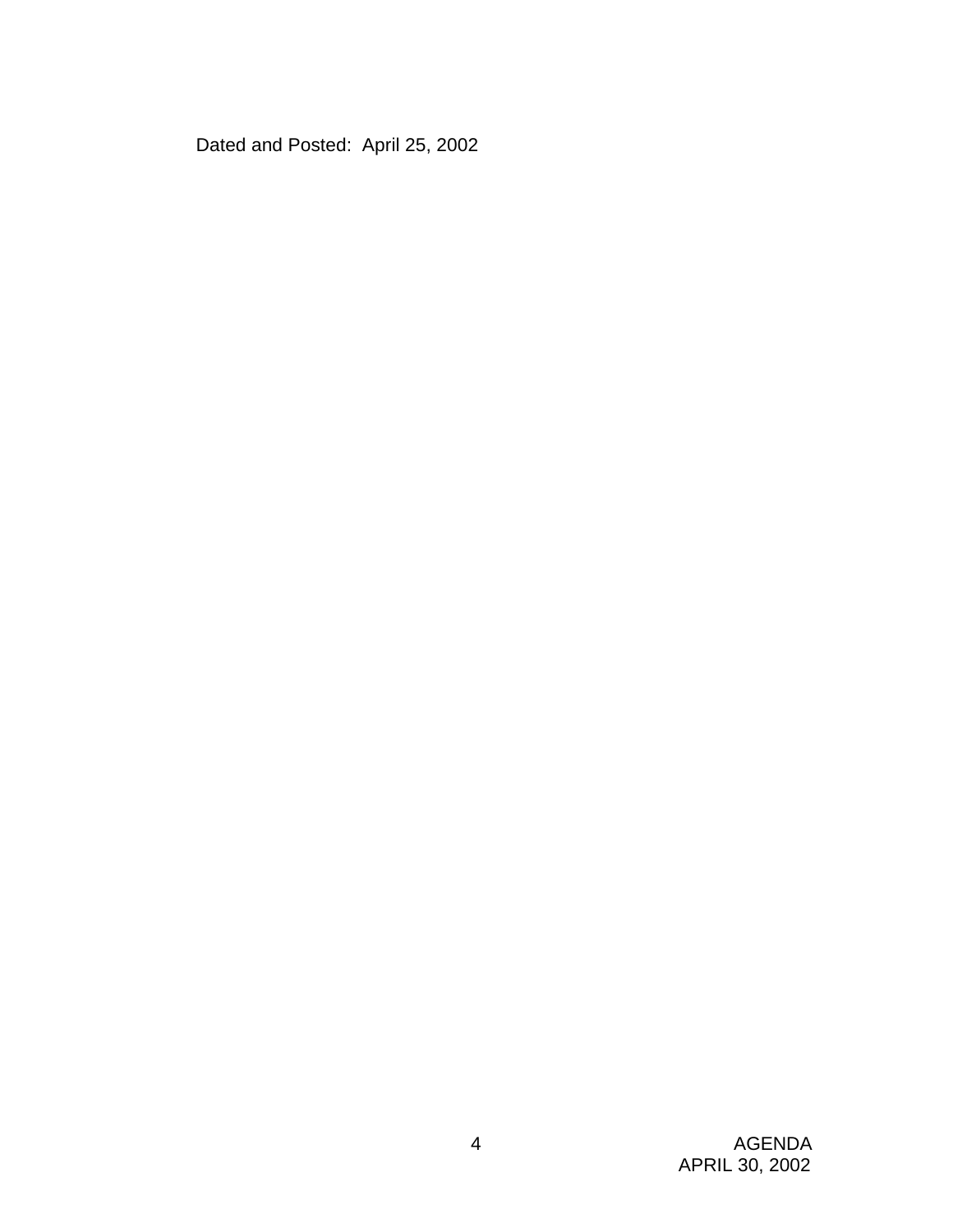Dated and Posted: April 25, 2002